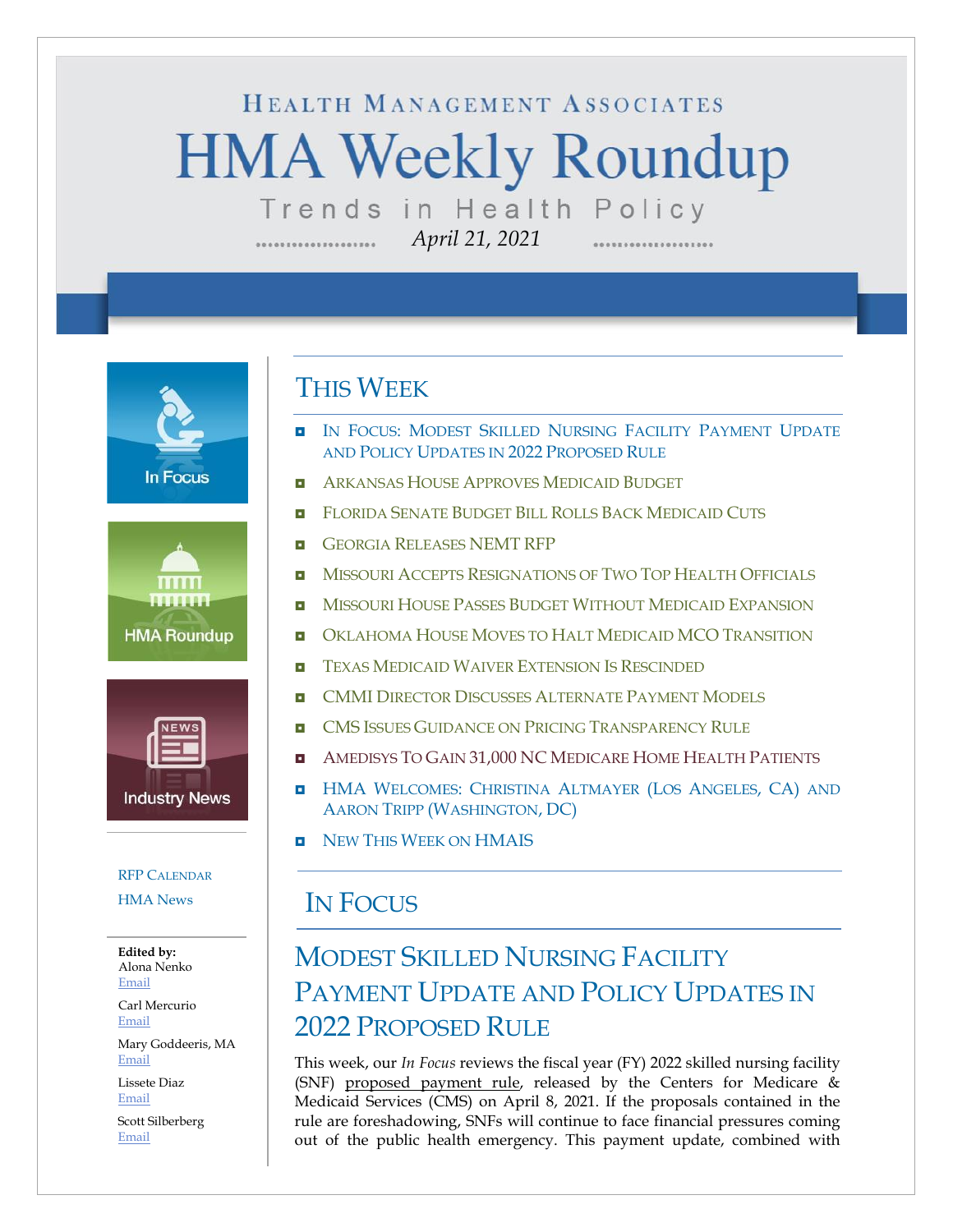HEALTH MANAGEMENT ASSOCIATES

# HMA Weekly Roundup

Trends in Health Policy

*April 21, 2021*

In Focus

HMA Roundup

Industry News

RFP CALENDAR

HMA News

**Edited by:**
Alona Nenko
Email

Carl Mercurio
Email

Mary Goddeeris, MA
Email

Lissete Diaz
Email

Scott Silberberg
Email

## THIS WEEK

- IN FOCUS: MODEST SKILLED NURSING FACILITY PAYMENT UPDATE AND POLICY UPDATES IN 2022 PROPOSED RULE
- ARKANSAS HOUSE APPROVES MEDICAID BUDGET
- FLORIDA SENATE BUDGET BILL ROLLS BACK MEDICAID CUTS
- GEORGIA RELEASES NEMT RFP
- MISSOURI ACCEPTS RESIGNATIONS OF TWO TOP HEALTH OFFICIALS
- MISSOURI HOUSE PASSES BUDGET WITHOUT MEDICAID EXPANSION
- OKLAHOMA HOUSE MOVES TO HALT MEDICAID MCO TRANSITION
- TEXAS MEDICAID WAIVER EXTENSION IS RESCINDED
- CMMI DIRECTOR DISCUSSES ALTERNATE PAYMENT MODELS
- CMS ISSUES GUIDANCE ON PRICING TRANSPARENCY RULE
- AMEDISYS TO GAIN 31,000 NC MEDICARE HOME HEALTH PATIENTS
- HMA WELCOMES: CHRISTINA ALTMAYER (LOS ANGELES, CA) AND AARON TRIPP (WASHINGTON, DC)
- NEW THIS WEEK ON HMAIS

## IN FOCUS

### MODEST SKILLED NURSING FACILITY PAYMENT UPDATE AND POLICY UPDATES IN 2022 PROPOSED RULE

This week, our *In Focus* reviews the fiscal year (FY) 2022 skilled nursing facility (SNF) proposed payment rule, released by the Centers for Medicare & Medicaid Services (CMS) on April 8, 2021. If the proposals contained in the rule are foreshadowing, SNFs will continue to face financial pressures coming out of the public health emergency. This payment update, combined with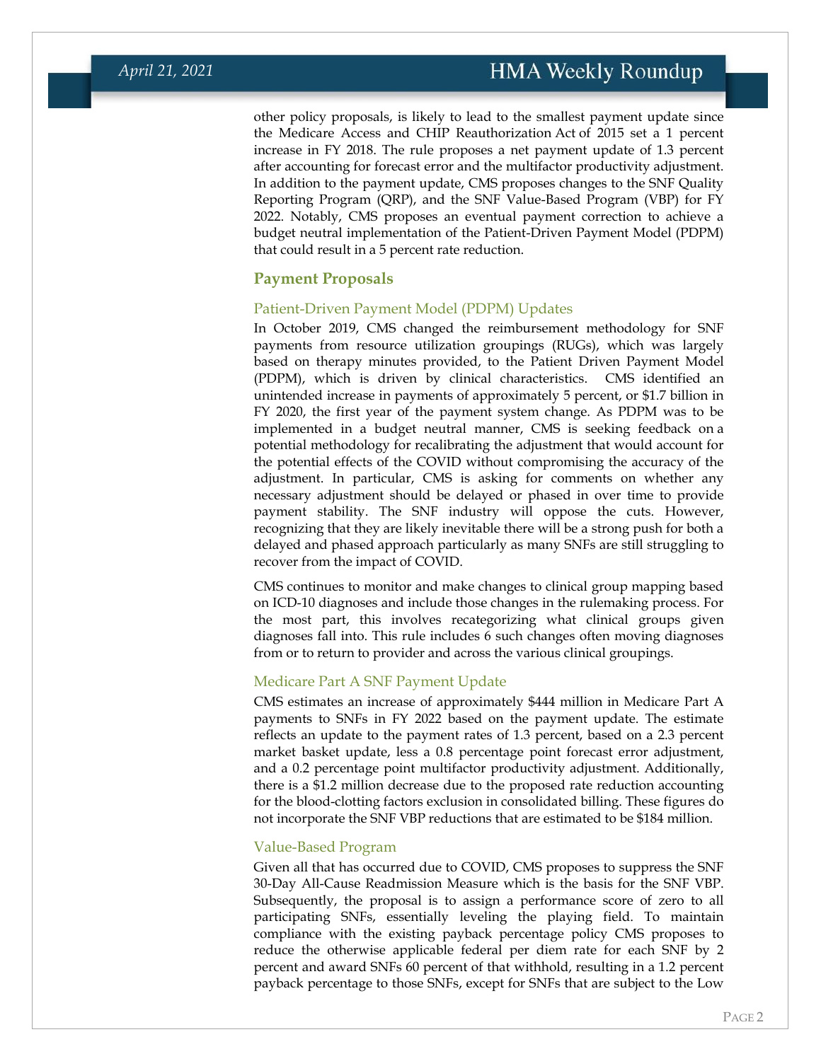other policy proposals, is likely to lead to the smallest payment update since the Medicare Access and CHIP Reauthorization Act of 2015 set a 1 percent increase in FY 2018. The rule proposes a net payment update of 1.3 percent after accounting for forecast error and the multifactor productivity adjustment. In addition to the payment update, CMS proposes changes to the SNF Quality Reporting Program (QRP), and the SNF Value-Based Program (VBP) for FY 2022. Notably, CMS proposes an eventual payment correction to achieve a budget neutral implementation of the Patient-Driven Payment Model (PDPM) that could result in a 5 percent rate reduction.

## Payment Proposals

### Patient-Driven Payment Model (PDPM) Updates

In October 2019, CMS changed the reimbursement methodology for SNF payments from resource utilization groupings (RUGs), which was largely based on therapy minutes provided, to the Patient Driven Payment Model (PDPM), which is driven by clinical characteristics. CMS identified an unintended increase in payments of approximately 5 percent, or $1.7 billion in FY 2020, the first year of the payment system change. As PDPM was to be implemented in a budget neutral manner, CMS is seeking feedback on a potential methodology for recalibrating the adjustment that would account for the potential effects of the COVID without compromising the accuracy of the adjustment. In particular, CMS is asking for comments on whether any necessary adjustment should be delayed or phased in over time to provide payment stability. The SNF industry will oppose the cuts. However, recognizing that they are likely inevitable there will be a strong push for both a delayed and phased approach particularly as many SNFs are still struggling to recover from the impact of COVID.

CMS continues to monitor and make changes to clinical group mapping based on ICD-10 diagnoses and include those changes in the rulemaking process. For the most part, this involves recategorizing what clinical groups given diagnoses fall into. This rule includes 6 such changes often moving diagnoses from or to return to provider and across the various clinical groupings.

### Medicare Part A SNF Payment Update

CMS estimates an increase of approximately $444 million in Medicare Part A payments to SNFs in FY 2022 based on the payment update. The estimate reflects an update to the payment rates of 1.3 percent, based on a 2.3 percent market basket update, less a 0.8 percentage point forecast error adjustment, and a 0.2 percentage point multifactor productivity adjustment. Additionally, there is a $1.2 million decrease due to the proposed rate reduction accounting for the blood-clotting factors exclusion in consolidated billing. These figures do not incorporate the SNF VBP reductions that are estimated to be $184 million.

### Value-Based Program

Given all that has occurred due to COVID, CMS proposes to suppress the SNF 30-Day All-Cause Readmission Measure which is the basis for the SNF VBP. Subsequently, the proposal is to assign a performance score of zero to all participating SNFs, essentially leveling the playing field. To maintain compliance with the existing payback percentage policy CMS proposes to reduce the otherwise applicable federal per diem rate for each SNF by 2 percent and award SNFs 60 percent of that withhold, resulting in a 1.2 percent payback percentage to those SNFs, except for SNFs that are subject to the Low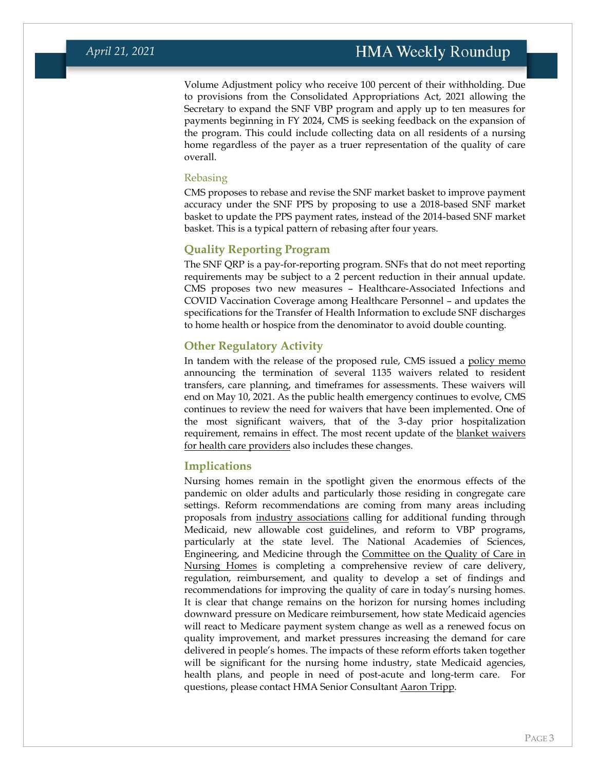Volume Adjustment policy who receive 100 percent of their withholding. Due to provisions from the Consolidated Appropriations Act, 2021 allowing the Secretary to expand the SNF VBP program and apply up to ten measures for payments beginning in FY 2024, CMS is seeking feedback on the expansion of the program. This could include collecting data on all residents of a nursing home regardless of the payer as a truer representation of the quality of care overall.

### Rebasing

CMS proposes to rebase and revise the SNF market basket to improve payment accuracy under the SNF PPS by proposing to use a 2018-based SNF market basket to update the PPS payment rates, instead of the 2014-based SNF market basket. This is a typical pattern of rebasing after four years.

## Quality Reporting Program

The SNF QRP is a pay-for-reporting program. SNFs that do not meet reporting requirements may be subject to a 2 percent reduction in their annual update. CMS proposes two new measures – Healthcare-Associated Infections and COVID Vaccination Coverage among Healthcare Personnel – and updates the specifications for the Transfer of Health Information to exclude SNF discharges to home health or hospice from the denominator to avoid double counting.

## Other Regulatory Activity

In tandem with the release of the proposed rule, CMS issued a policy memo announcing the termination of several 1135 waivers related to resident transfers, care planning, and timeframes for assessments. These waivers will end on May 10, 2021. As the public health emergency continues to evolve, CMS continues to review the need for waivers that have been implemented. One of the most significant waivers, that of the 3-day prior hospitalization requirement, remains in effect. The most recent update of the blanket waivers for health care providers also includes these changes.

## Implications

Nursing homes remain in the spotlight given the enormous effects of the pandemic on older adults and particularly those residing in congregate care settings. Reform recommendations are coming from many areas including proposals from industry associations calling for additional funding through Medicaid, new allowable cost guidelines, and reform to VBP programs, particularly at the state level. The National Academies of Sciences, Engineering, and Medicine through the Committee on the Quality of Care in Nursing Homes is completing a comprehensive review of care delivery, regulation, reimbursement, and quality to develop a set of findings and recommendations for improving the quality of care in today's nursing homes. It is clear that change remains on the horizon for nursing homes including downward pressure on Medicare reimbursement, how state Medicaid agencies will react to Medicare payment system change as well as a renewed focus on quality improvement, and market pressures increasing the demand for care delivered in people's homes. The impacts of these reform efforts taken together will be significant for the nursing home industry, state Medicaid agencies, health plans, and people in need of post-acute and long-term care. For questions, please contact HMA Senior Consultant Aaron Tripp.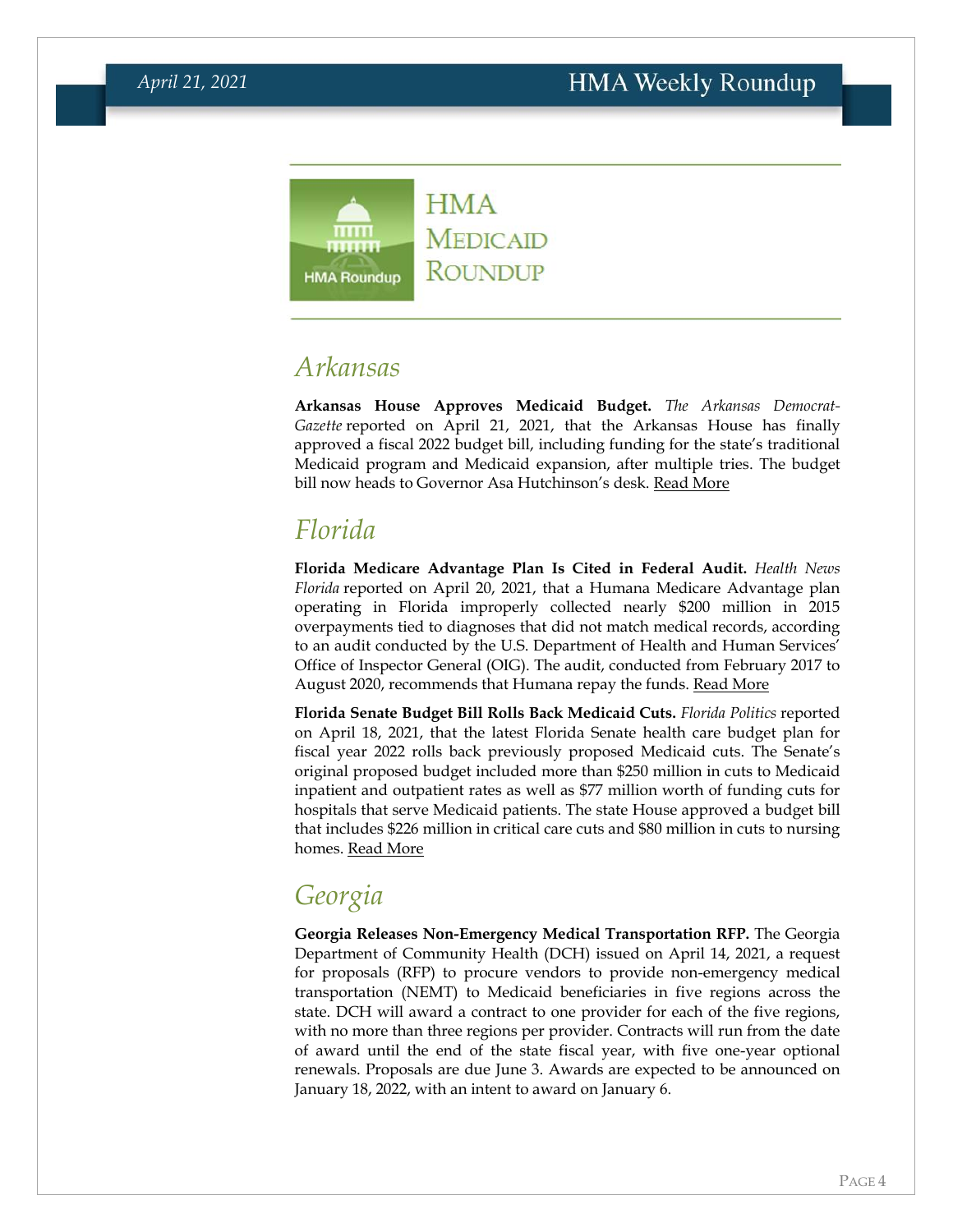# HMA Medicaid Roundup

## Arkansas

**Arkansas House Approves Medicaid Budget.** *The Arkansas Democrat-Gazette* reported on April 21, 2021, that the Arkansas House has finally approved a fiscal 2022 budget bill, including funding for the state's traditional Medicaid program and Medicaid expansion, after multiple tries. The budget bill now heads to Governor Asa Hutchinson's desk. Read More

## Florida

**Florida Medicare Advantage Plan Is Cited in Federal Audit.** *Health News Florida* reported on April 20, 2021, that a Humana Medicare Advantage plan operating in Florida improperly collected nearly $200 million in 2015 overpayments tied to diagnoses that did not match medical records, according to an audit conducted by the U.S. Department of Health and Human Services' Office of Inspector General (OIG). The audit, conducted from February 2017 to August 2020, recommends that Humana repay the funds. Read More

**Florida Senate Budget Bill Rolls Back Medicaid Cuts.** *Florida Politics* reported on April 18, 2021, that the latest Florida Senate health care budget plan for fiscal year 2022 rolls back previously proposed Medicaid cuts. The Senate's original proposed budget included more than $250 million in cuts to Medicaid inpatient and outpatient rates as well as $77 million worth of funding cuts for hospitals that serve Medicaid patients. The state House approved a budget bill that includes $226 million in critical care cuts and $80 million in cuts to nursing homes. Read More

## Georgia

**Georgia Releases Non-Emergency Medical Transportation RFP.** The Georgia Department of Community Health (DCH) issued on April 14, 2021, a request for proposals (RFP) to procure vendors to provide non-emergency medical transportation (NEMT) to Medicaid beneficiaries in five regions across the state. DCH will award a contract to one provider for each of the five regions, with no more than three regions per provider. Contracts will run from the date of award until the end of the state fiscal year, with five one-year optional renewals. Proposals are due June 3. Awards are expected to be announced on January 18, 2022, with an intent to award on January 6.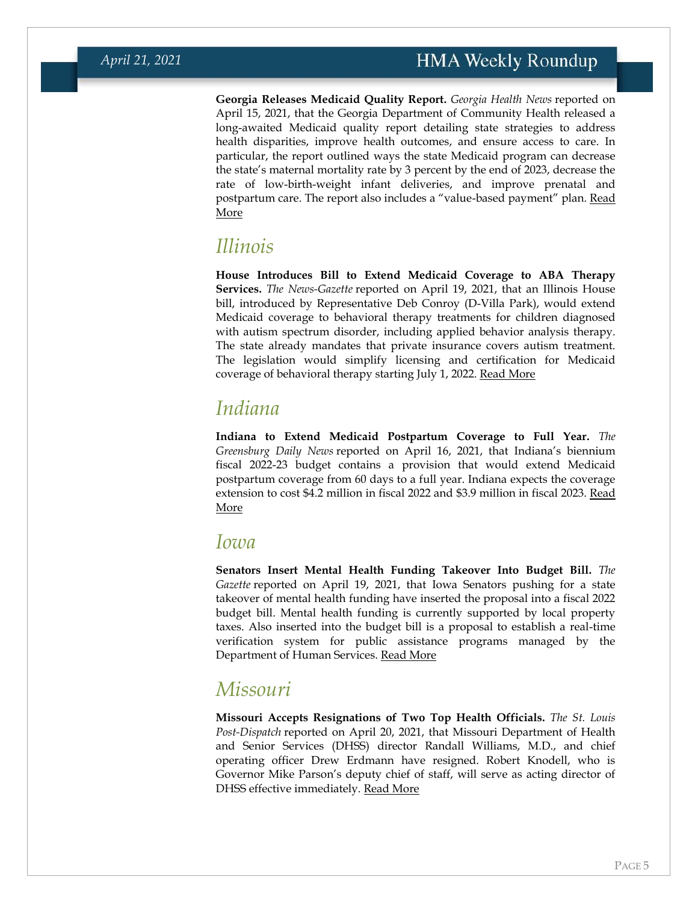**Georgia Releases Medicaid Quality Report.** *Georgia Health News* reported on April 15, 2021, that the Georgia Department of Community Health released a long-awaited Medicaid quality report detailing state strategies to address health disparities, improve health outcomes, and ensure access to care. In particular, the report outlined ways the state Medicaid program can decrease the state's maternal mortality rate by 3 percent by the end of 2023, decrease the rate of low-birth-weight infant deliveries, and improve prenatal and postpartum care. The report also includes a "value-based payment" plan. Read More

## *Illinois*

**House Introduces Bill to Extend Medicaid Coverage to ABA Therapy Services.** *The News-Gazette* reported on April 19, 2021, that an Illinois House bill, introduced by Representative Deb Conroy (D-Villa Park), would extend Medicaid coverage to behavioral therapy treatments for children diagnosed with autism spectrum disorder, including applied behavior analysis therapy. The state already mandates that private insurance covers autism treatment. The legislation would simplify licensing and certification for Medicaid coverage of behavioral therapy starting July 1, 2022. Read More

## *Indiana*

**Indiana to Extend Medicaid Postpartum Coverage to Full Year.** *The Greensburg Daily News* reported on April 16, 2021, that Indiana's biennium fiscal 2022-23 budget contains a provision that would extend Medicaid postpartum coverage from 60 days to a full year. Indiana expects the coverage extension to cost $4.2 million in fiscal 2022 and $3.9 million in fiscal 2023. Read More

## *Iowa*

**Senators Insert Mental Health Funding Takeover Into Budget Bill.** *The Gazette* reported on April 19, 2021, that Iowa Senators pushing for a state takeover of mental health funding have inserted the proposal into a fiscal 2022 budget bill. Mental health funding is currently supported by local property taxes. Also inserted into the budget bill is a proposal to establish a real-time verification system for public assistance programs managed by the Department of Human Services. Read More

## *Missouri*

**Missouri Accepts Resignations of Two Top Health Officials.** *The St. Louis Post-Dispatch* reported on April 20, 2021, that Missouri Department of Health and Senior Services (DHSS) director Randall Williams, M.D., and chief operating officer Drew Erdmann have resigned. Robert Knodell, who is Governor Mike Parson's deputy chief of staff, will serve as acting director of DHSS effective immediately. Read More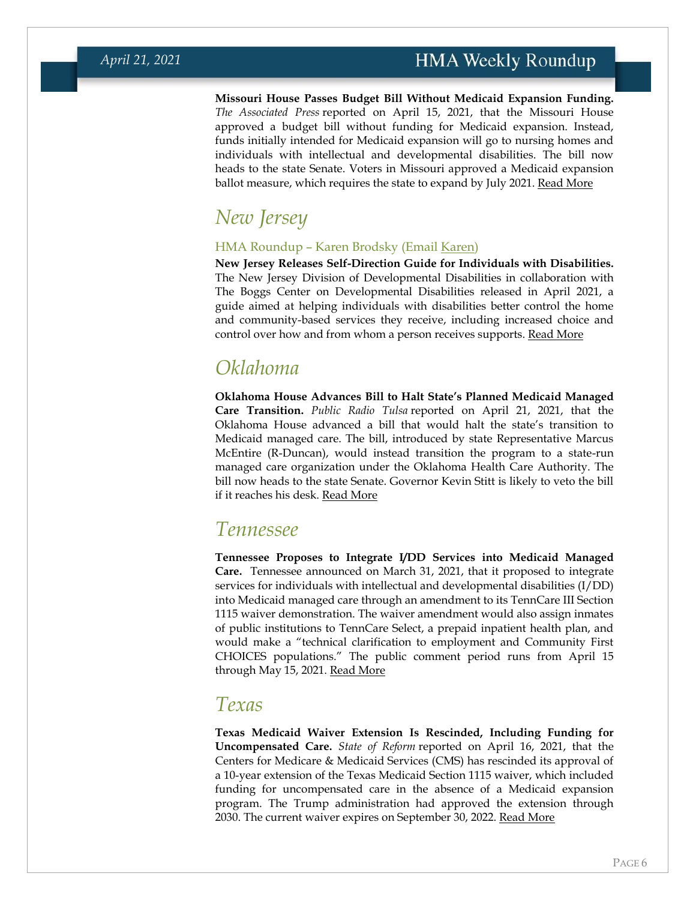**Missouri House Passes Budget Bill Without Medicaid Expansion Funding.** *The Associated Press* reported on April 15, 2021, that the Missouri House approved a budget bill without funding for Medicaid expansion. Instead, funds initially intended for Medicaid expansion will go to nursing homes and individuals with intellectual and developmental disabilities. The bill now heads to the state Senate. Voters in Missouri approved a Medicaid expansion ballot measure, which requires the state to expand by July 2021. Read More

## New Jersey

### HMA Roundup – Karen Brodsky (Email Karen)

**New Jersey Releases Self-Direction Guide for Individuals with Disabilities.** The New Jersey Division of Developmental Disabilities in collaboration with The Boggs Center on Developmental Disabilities released in April 2021, a guide aimed at helping individuals with disabilities better control the home and community-based services they receive, including increased choice and control over how and from whom a person receives supports. Read More

## Oklahoma

**Oklahoma House Advances Bill to Halt State's Planned Medicaid Managed Care Transition.** *Public Radio Tulsa* reported on April 21, 2021, that the Oklahoma House advanced a bill that would halt the state's transition to Medicaid managed care. The bill, introduced by state Representative Marcus McEntire (R-Duncan), would instead transition the program to a state-run managed care organization under the Oklahoma Health Care Authority. The bill now heads to the state Senate. Governor Kevin Stitt is likely to veto the bill if it reaches his desk. Read More

## Tennessee

**Tennessee Proposes to Integrate I/DD Services into Medicaid Managed Care.** Tennessee announced on March 31, 2021, that it proposed to integrate services for individuals with intellectual and developmental disabilities (I/DD) into Medicaid managed care through an amendment to its TennCare III Section 1115 waiver demonstration. The waiver amendment would also assign inmates of public institutions to TennCare Select, a prepaid inpatient health plan, and would make a "technical clarification to employment and Community First CHOICES populations." The public comment period runs from April 15 through May 15, 2021. Read More

## Texas

**Texas Medicaid Waiver Extension Is Rescinded, Including Funding for Uncompensated Care.** *State of Reform* reported on April 16, 2021, that the Centers for Medicare & Medicaid Services (CMS) has rescinded its approval of a 10-year extension of the Texas Medicaid Section 1115 waiver, which included funding for uncompensated care in the absence of a Medicaid expansion program. The Trump administration had approved the extension through 2030. The current waiver expires on September 30, 2022. Read More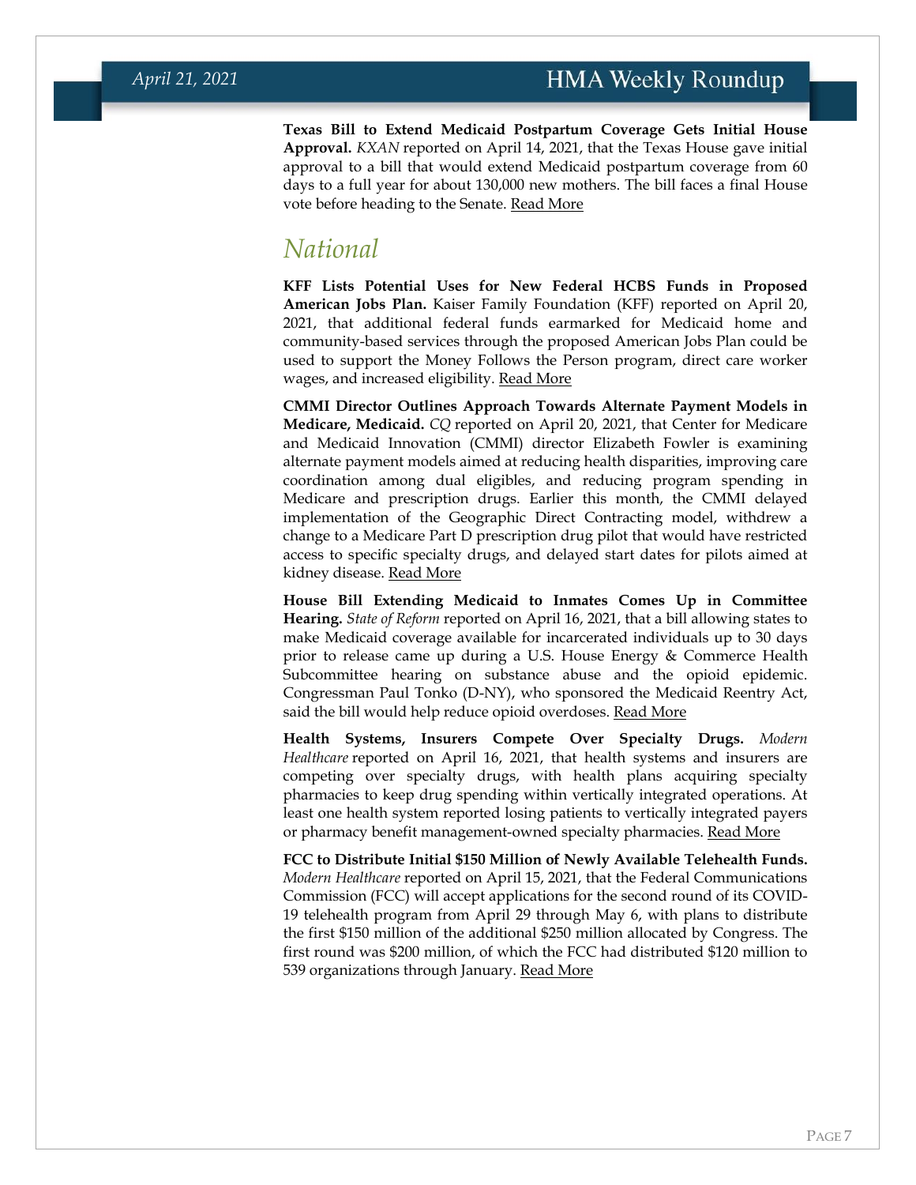**Texas Bill to Extend Medicaid Postpartum Coverage Gets Initial House Approval.** *KXAN* reported on April 14, 2021, that the Texas House gave initial approval to a bill that would extend Medicaid postpartum coverage from 60 days to a full year for about 130,000 new mothers. The bill faces a final House vote before heading to the Senate. Read More

## National

**KFF Lists Potential Uses for New Federal HCBS Funds in Proposed American Jobs Plan.** Kaiser Family Foundation (KFF) reported on April 20, 2021, that additional federal funds earmarked for Medicaid home and community-based services through the proposed American Jobs Plan could be used to support the Money Follows the Person program, direct care worker wages, and increased eligibility. Read More

**CMMI Director Outlines Approach Towards Alternate Payment Models in Medicare, Medicaid.** *CQ* reported on April 20, 2021, that Center for Medicare and Medicaid Innovation (CMMI) director Elizabeth Fowler is examining alternate payment models aimed at reducing health disparities, improving care coordination among dual eligibles, and reducing program spending in Medicare and prescription drugs. Earlier this month, the CMMI delayed implementation of the Geographic Direct Contracting model, withdrew a change to a Medicare Part D prescription drug pilot that would have restricted access to specific specialty drugs, and delayed start dates for pilots aimed at kidney disease. Read More

**House Bill Extending Medicaid to Inmates Comes Up in Committee Hearing.** *State of Reform* reported on April 16, 2021, that a bill allowing states to make Medicaid coverage available for incarcerated individuals up to 30 days prior to release came up during a U.S. House Energy & Commerce Health Subcommittee hearing on substance abuse and the opioid epidemic. Congressman Paul Tonko (D-NY), who sponsored the Medicaid Reentry Act, said the bill would help reduce opioid overdoses. Read More

**Health Systems, Insurers Compete Over Specialty Drugs.** *Modern Healthcare* reported on April 16, 2021, that health systems and insurers are competing over specialty drugs, with health plans acquiring specialty pharmacies to keep drug spending within vertically integrated operations. At least one health system reported losing patients to vertically integrated payers or pharmacy benefit management-owned specialty pharmacies. Read More

**FCC to Distribute Initial $150 Million of Newly Available Telehealth Funds.** *Modern Healthcare* reported on April 15, 2021, that the Federal Communications Commission (FCC) will accept applications for the second round of its COVID-19 telehealth program from April 29 through May 6, with plans to distribute the first $150 million of the additional $250 million allocated by Congress. The first round was $200 million, of which the FCC had distributed $120 million to 539 organizations through January. Read More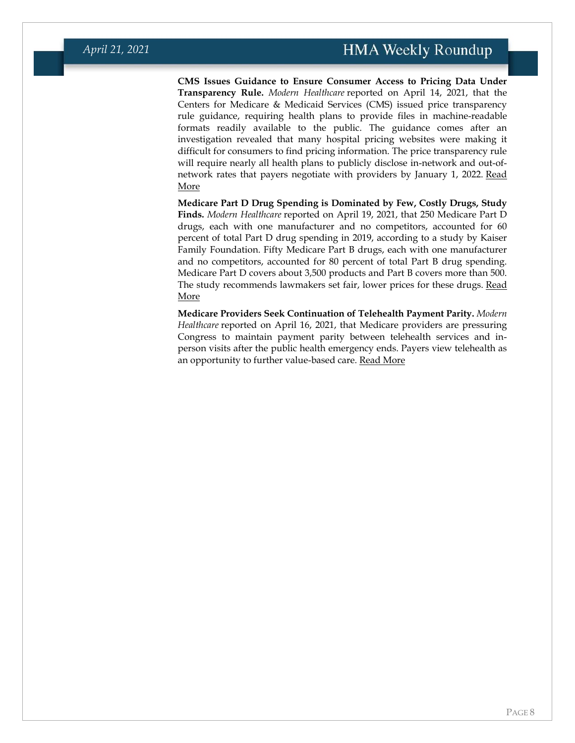**CMS Issues Guidance to Ensure Consumer Access to Pricing Data Under Transparency Rule.** *Modern Healthcare* reported on April 14, 2021, that the Centers for Medicare & Medicaid Services (CMS) issued price transparency rule guidance, requiring health plans to provide files in machine-readable formats readily available to the public. The guidance comes after an investigation revealed that many hospital pricing websites were making it difficult for consumers to find pricing information. The price transparency rule will require nearly all health plans to publicly disclose in-network and out-of-network rates that payers negotiate with providers by January 1, 2022. Read More

**Medicare Part D Drug Spending is Dominated by Few, Costly Drugs, Study Finds.** *Modern Healthcare* reported on April 19, 2021, that 250 Medicare Part D drugs, each with one manufacturer and no competitors, accounted for 60 percent of total Part D drug spending in 2019, according to a study by Kaiser Family Foundation. Fifty Medicare Part B drugs, each with one manufacturer and no competitors, accounted for 80 percent of total Part B drug spending. Medicare Part D covers about 3,500 products and Part B covers more than 500. The study recommends lawmakers set fair, lower prices for these drugs. Read More

**Medicare Providers Seek Continuation of Telehealth Payment Parity.** *Modern Healthcare* reported on April 16, 2021, that Medicare providers are pressuring Congress to maintain payment parity between telehealth services and in-person visits after the public health emergency ends. Payers view telehealth as an opportunity to further value-based care. Read More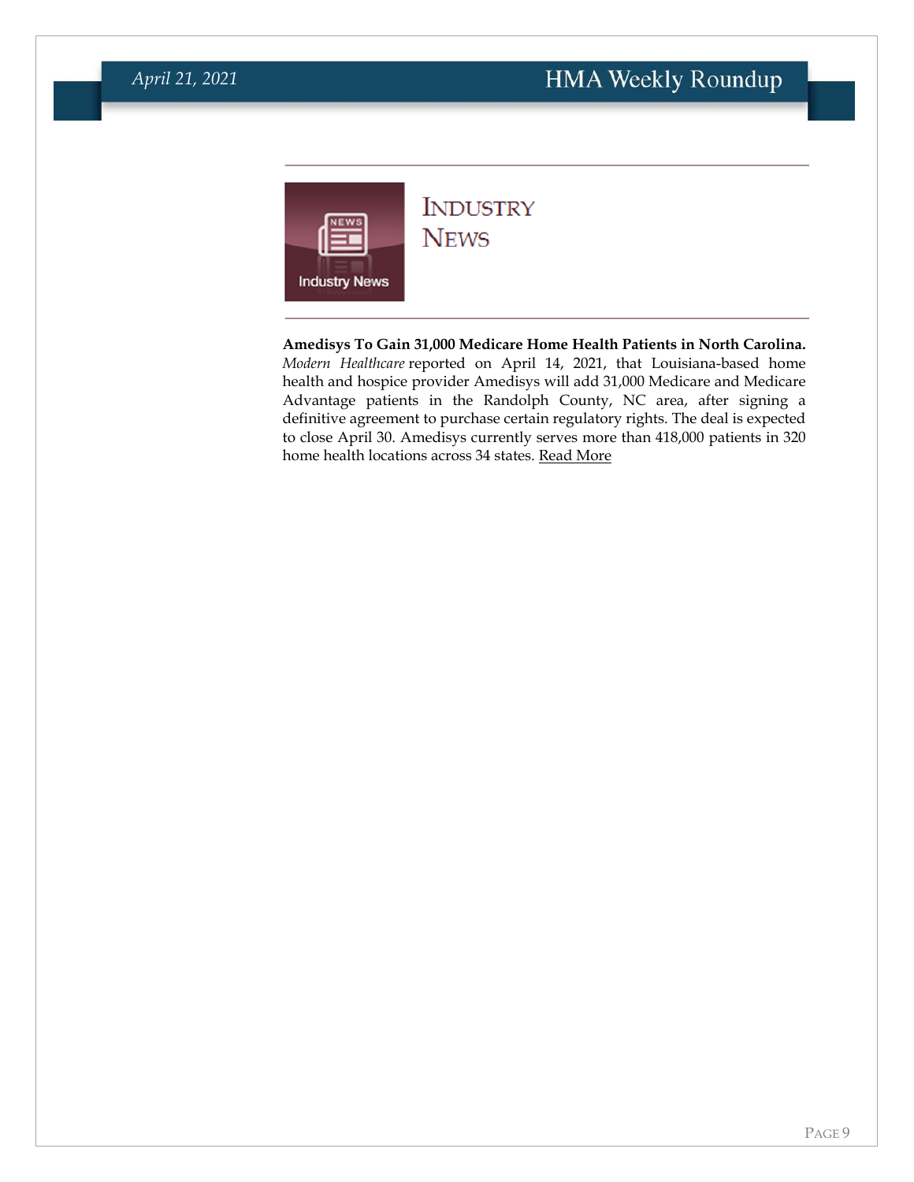# Industry News

**Amedisys To Gain 31,000 Medicare Home Health Patients in North Carolina.** *Modern Healthcare* reported on April 14, 2021, that Louisiana-based home health and hospice provider Amedisys will add 31,000 Medicare and Medicare Advantage patients in the Randolph County, NC area, after signing a definitive agreement to purchase certain regulatory rights. The deal is expected to close April 30. Amedisys currently serves more than 418,000 patients in 320 home health locations across 34 states. Read More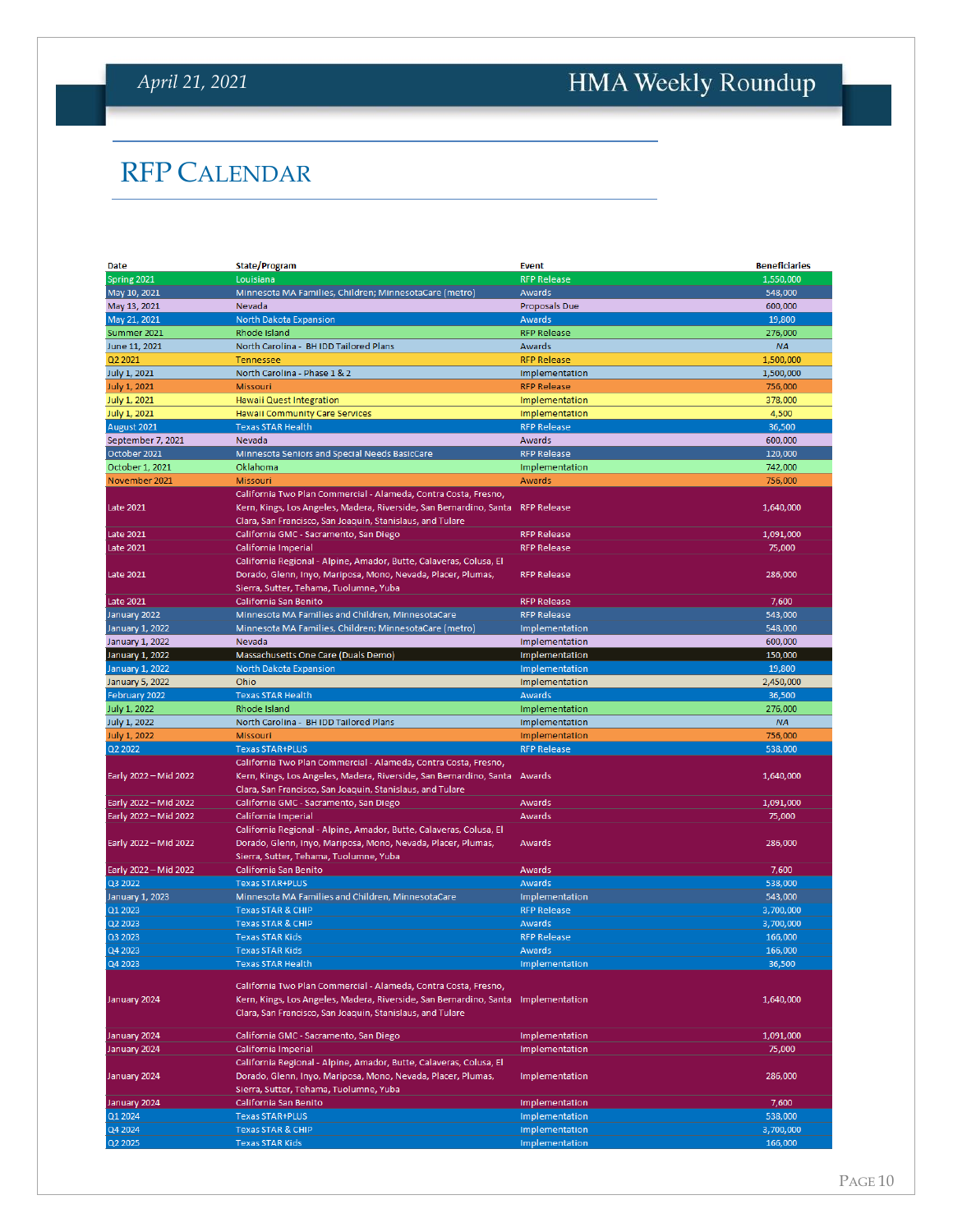# RFP CALENDAR

| Date | State/Program | Event | Beneficiaries |
|---|---|---|---|
| Spring 2021 | Louisiana | RFP Release | 1,550,000 |
| May 10, 2021 | Minnesota MA Families, Children; MinnesotaCare (metro) | Awards | 548,000 |
| May 13, 2021 | Nevada | Proposals Due | 600,000 |
| May 21, 2021 | North Dakota Expansion | Awards | 19,800 |
| Summer 2021 | Rhode Island | RFP Release | 276,000 |
| June 11, 2021 | North Carolina - BH IDD Tailored Plans | Awards | NA |
| Q2 2021 | Tennessee | RFP Release | 1,500,000 |
| July 1, 2021 | North Carolina - Phase 1 & 2 | Implementation | 1,500,000 |
| July 1, 2021 | Missouri | RFP Release | 756,000 |
| July 1, 2021 | Hawaii Quest Integration | Implementation | 378,000 |
| July 1, 2021 | Hawaii Community Care Services | Implementation | 4,500 |
| August 2021 | Texas STAR Health | RFP Release | 36,500 |
| September 7, 2021 | Nevada | Awards | 600,000 |
| October 2021 | Minnesota Seniors and Special Needs BasicCare | RFP Release | 120,000 |
| October 1, 2021 | Oklahoma | Implementation | 742,000 |
| November 2021 | Missouri | Awards | 756,000 |
| Late 2021 | California Two Plan Commercial - Alameda, Contra Costa, Fresno, Kern, Kings, Los Angeles, Madera, Riverside, San Bernardino, Santa Clara, San Francisco, San Joaquin, Stanislaus, and Tulare | RFP Release | 1,640,000 |
| Late 2021 | California GMC - Sacramento, San Diego | RFP Release | 1,091,000 |
| Late 2021 | California Imperial | RFP Release | 75,000 |
| Late 2021 | California Regional - Alpine, Amador, Butte, Calaveras, Colusa, El Dorado, Glenn, Inyo, Mariposa, Mono, Nevada, Placer, Plumas, Sierra, Sutter, Tehama, Tuolumne, Yuba | RFP Release | 286,000 |
| Late 2021 | California San Benito | RFP Release | 7,600 |
| January 2022 | Minnesota MA Families and Children, MinnesotaCare | RFP Release | 543,000 |
| January 1, 2022 | Minnesota MA Families, Children; MinnesotaCare (metro) | Implementation | 548,000 |
| January 1, 2022 | Nevada | Implementation | 600,000 |
| January 1, 2022 | Massachusetts One Care (Duals Demo) | Implementation | 150,000 |
| January 1, 2022 | North Dakota Expansion | Implementation | 19,800 |
| January 5, 2022 | Ohio | Implementation | 2,450,000 |
| February 2022 | Texas STAR Health | Awards | 36,500 |
| July 1, 2022 | Rhode Island | Implementation | 276,000 |
| July 1, 2022 | North Carolina - BH IDD Tailored Plans | Implementation | NA |
| July 1, 2022 | Missouri | Implementation | 756,000 |
| Q2 2022 | Texas STAR+PLUS | RFP Release | 538,000 |
| Early 2022 – Mid 2022 | California Two Plan Commercial - Alameda, Contra Costa, Fresno, Kern, Kings, Los Angeles, Madera, Riverside, San Bernardino, Santa Clara, San Francisco, San Joaquin, Stanislaus, and Tulare | Awards | 1,640,000 |
| Early 2022 – Mid 2022 | California GMC - Sacramento, San Diego | Awards | 1,091,000 |
| Early 2022 – Mid 2022 | California Imperial | Awards | 75,000 |
| Early 2022 – Mid 2022 | California Regional - Alpine, Amador, Butte, Calaveras, Colusa, El Dorado, Glenn, Inyo, Mariposa, Mono, Nevada, Placer, Plumas, Sierra, Sutter, Tehama, Tuolumne, Yuba | Awards | 286,000 |
| Early 2022 – Mid 2022 | California San Benito | Awards | 7,600 |
| Q3 2022 | Texas STAR+PLUS | Awards | 538,000 |
| January 1, 2023 | Minnesota MA Families and Children, MinnesotaCare | Implementation | 543,000 |
| Q1 2023 | Texas STAR & CHIP | RFP Release | 3,700,000 |
| Q2 2023 | Texas STAR & CHIP | Awards | 3,700,000 |
| Q3 2023 | Texas STAR Kids | RFP Release | 166,000 |
| Q4 2023 | Texas STAR Kids | Awards | 166,000 |
| Q4 2023 | Texas STAR Health | Implementation | 36,500 |
| January 2024 | California Two Plan Commercial - Alameda, Contra Costa, Fresno, Kern, Kings, Los Angeles, Madera, Riverside, San Bernardino, Santa Clara, San Francisco, San Joaquin, Stanislaus, and Tulare | Implementation | 1,640,000 |
| January 2024 | California GMC - Sacramento, San Diego | Implementation | 1,091,000 |
| January 2024 | California Imperial | Implementation | 75,000 |
| January 2024 | California Regional - Alpine, Amador, Butte, Calaveras, Colusa, El Dorado, Glenn, Inyo, Mariposa, Mono, Nevada, Placer, Plumas, Sierra, Sutter, Tehama, Tuolumne, Yuba | Implementation | 286,000 |
| January 2024 | California San Benito | Implementation | 7,600 |
| Q1 2024 | Texas STAR+PLUS | Implementation | 538,000 |
| Q4 2024 | Texas STAR & CHIP | Implementation | 3,700,000 |
| Q2 2025 | Texas STAR Kids | Implementation | 166,000 |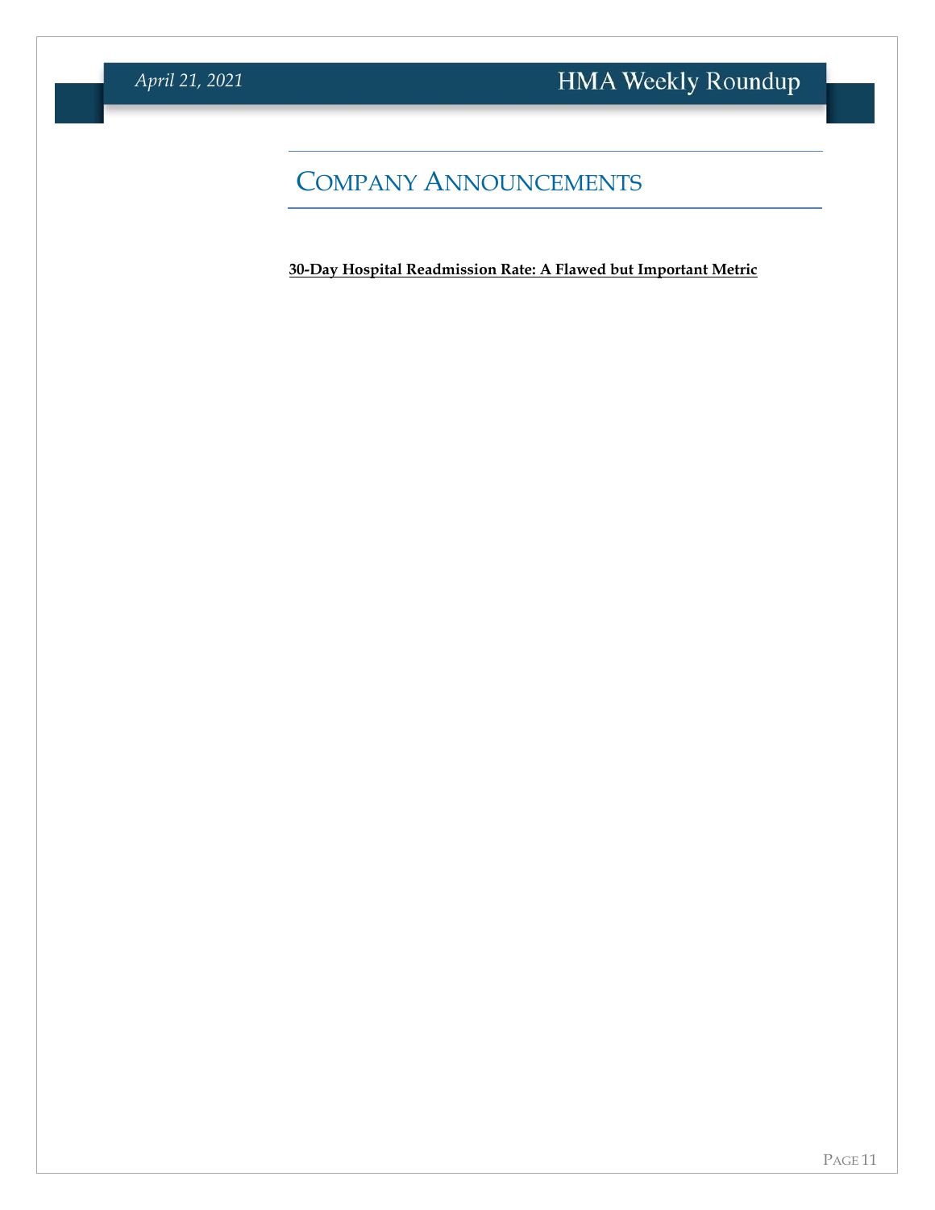## Company Announcements

**30-Day Hospital Readmission Rate: A Flawed but Important Metric**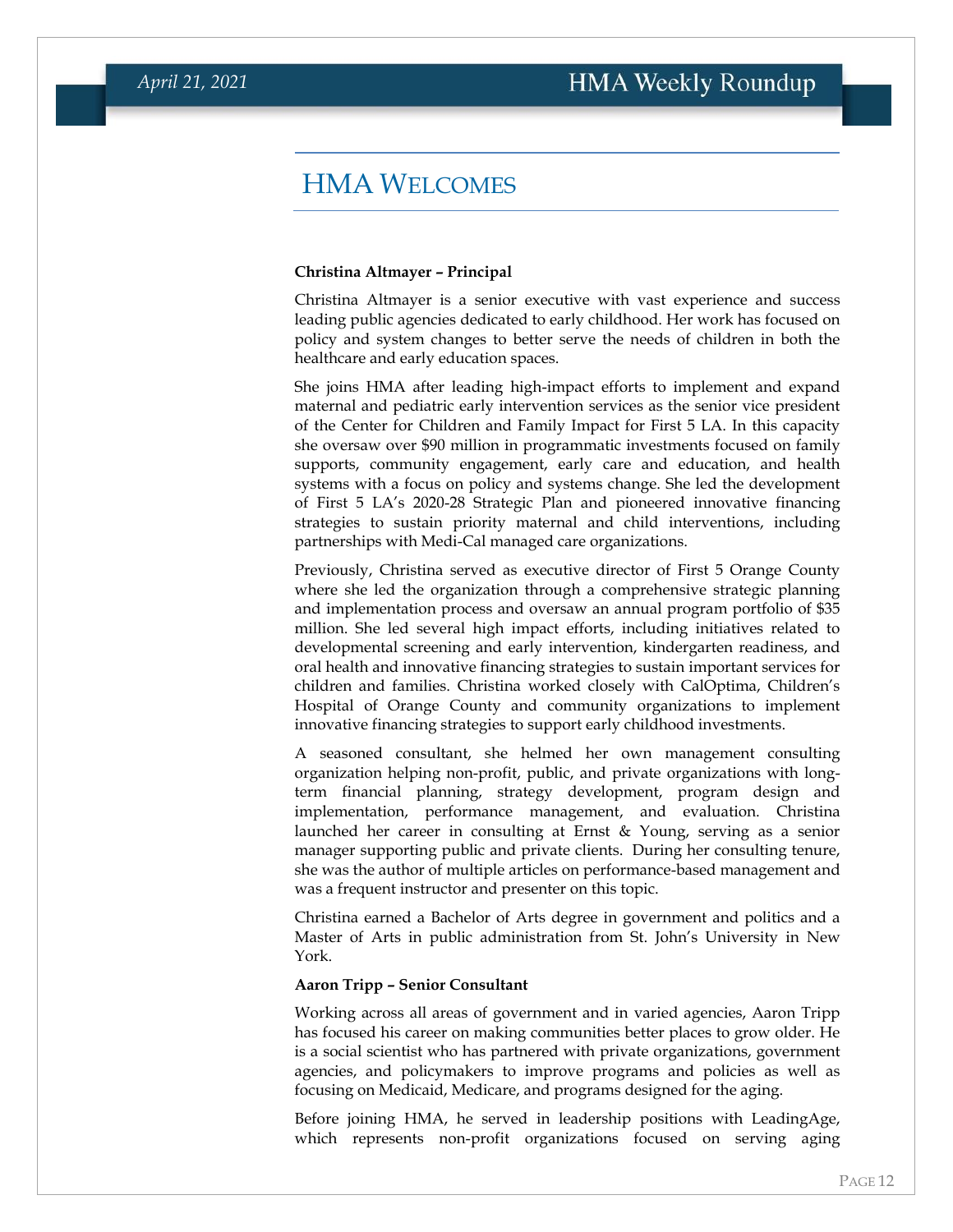## HMA Welcomes

**Christina Altmayer – Principal**

Christina Altmayer is a senior executive with vast experience and success leading public agencies dedicated to early childhood. Her work has focused on policy and system changes to better serve the needs of children in both the healthcare and early education spaces.

She joins HMA after leading high-impact efforts to implement and expand maternal and pediatric early intervention services as the senior vice president of the Center for Children and Family Impact for First 5 LA. In this capacity she oversaw over $90 million in programmatic investments focused on family supports, community engagement, early care and education, and health systems with a focus on policy and systems change. She led the development of First 5 LA's 2020-28 Strategic Plan and pioneered innovative financing strategies to sustain priority maternal and child interventions, including partnerships with Medi-Cal managed care organizations.

Previously, Christina served as executive director of First 5 Orange County where she led the organization through a comprehensive strategic planning and implementation process and oversaw an annual program portfolio of $35 million. She led several high impact efforts, including initiatives related to developmental screening and early intervention, kindergarten readiness, and oral health and innovative financing strategies to sustain important services for children and families. Christina worked closely with CalOptima, Children's Hospital of Orange County and community organizations to implement innovative financing strategies to support early childhood investments.

A seasoned consultant, she helmed her own management consulting organization helping non-profit, public, and private organizations with long-term financial planning, strategy development, program design and implementation, performance management, and evaluation. Christina launched her career in consulting at Ernst & Young, serving as a senior manager supporting public and private clients. During her consulting tenure, she was the author of multiple articles on performance-based management and was a frequent instructor and presenter on this topic.

Christina earned a Bachelor of Arts degree in government and politics and a Master of Arts in public administration from St. John's University in New York.

**Aaron Tripp – Senior Consultant**

Working across all areas of government and in varied agencies, Aaron Tripp has focused his career on making communities better places to grow older. He is a social scientist who has partnered with private organizations, government agencies, and policymakers to improve programs and policies as well as focusing on Medicaid, Medicare, and programs designed for the aging.

Before joining HMA, he served in leadership positions with LeadingAge, which represents non-profit organizations focused on serving aging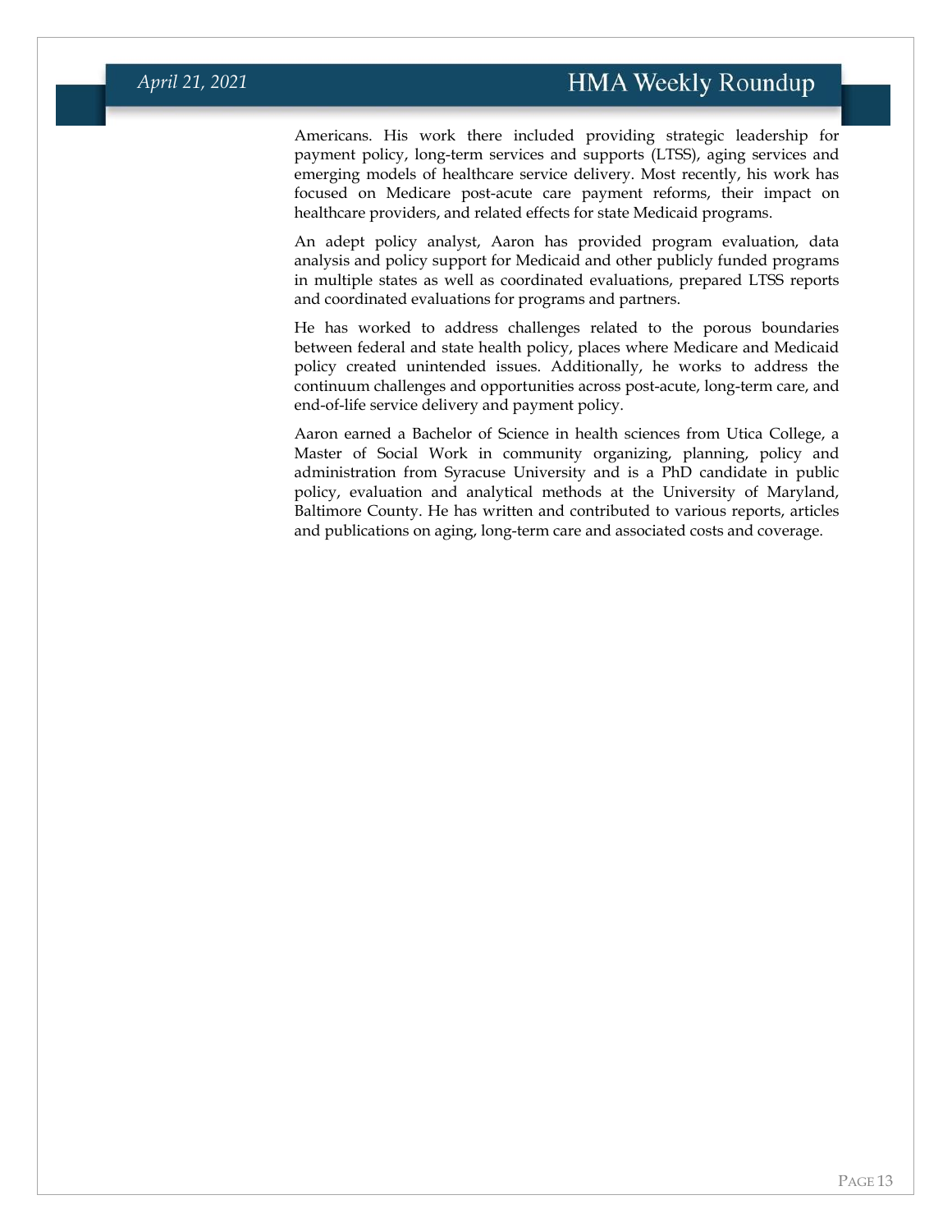Americans. His work there included providing strategic leadership for payment policy, long-term services and supports (LTSS), aging services and emerging models of healthcare service delivery. Most recently, his work has focused on Medicare post-acute care payment reforms, their impact on healthcare providers, and related effects for state Medicaid programs.

An adept policy analyst, Aaron has provided program evaluation, data analysis and policy support for Medicaid and other publicly funded programs in multiple states as well as coordinated evaluations, prepared LTSS reports and coordinated evaluations for programs and partners.

He has worked to address challenges related to the porous boundaries between federal and state health policy, places where Medicare and Medicaid policy created unintended issues. Additionally, he works to address the continuum challenges and opportunities across post-acute, long-term care, and end-of-life service delivery and payment policy.

Aaron earned a Bachelor of Science in health sciences from Utica College, a Master of Social Work in community organizing, planning, policy and administration from Syracuse University and is a PhD candidate in public policy, evaluation and analytical methods at the University of Maryland, Baltimore County. He has written and contributed to various reports, articles and publications on aging, long-term care and associated costs and coverage.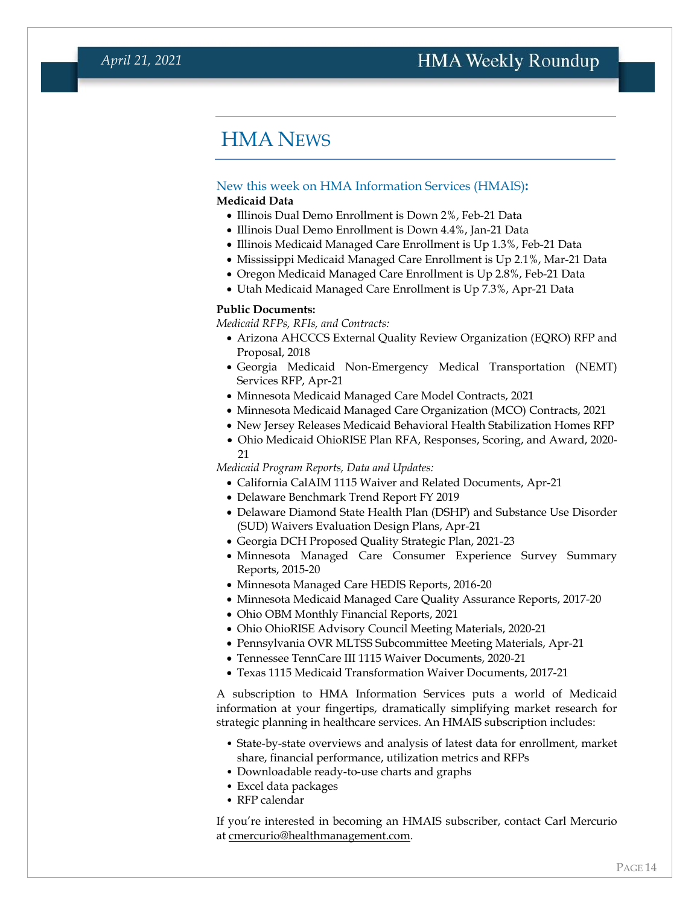# HMA NEWS

New this week on HMA Information Services (HMAIS):

**Medicaid Data**

- Illinois Dual Demo Enrollment is Down 2%, Feb-21 Data
- Illinois Dual Demo Enrollment is Down 4.4%, Jan-21 Data
- Illinois Medicaid Managed Care Enrollment is Up 1.3%, Feb-21 Data
- Mississippi Medicaid Managed Care Enrollment is Up 2.1%, Mar-21 Data
- Oregon Medicaid Managed Care Enrollment is Up 2.8%, Feb-21 Data
- Utah Medicaid Managed Care Enrollment is Up 7.3%, Apr-21 Data

**Public Documents:**

*Medicaid RFPs, RFIs, and Contracts:*

- Arizona AHCCCS External Quality Review Organization (EQRO) RFP and Proposal, 2018
- Georgia Medicaid Non-Emergency Medical Transportation (NEMT) Services RFP, Apr-21
- Minnesota Medicaid Managed Care Model Contracts, 2021
- Minnesota Medicaid Managed Care Organization (MCO) Contracts, 2021
- New Jersey Releases Medicaid Behavioral Health Stabilization Homes RFP
- Ohio Medicaid OhioRISE Plan RFA, Responses, Scoring, and Award, 2020-21

*Medicaid Program Reports, Data and Updates:*

- California CalAIM 1115 Waiver and Related Documents, Apr-21
- Delaware Benchmark Trend Report FY 2019
- Delaware Diamond State Health Plan (DSHP) and Substance Use Disorder (SUD) Waivers Evaluation Design Plans, Apr-21
- Georgia DCH Proposed Quality Strategic Plan, 2021-23
- Minnesota Managed Care Consumer Experience Survey Summary Reports, 2015-20
- Minnesota Managed Care HEDIS Reports, 2016-20
- Minnesota Medicaid Managed Care Quality Assurance Reports, 2017-20
- Ohio OBM Monthly Financial Reports, 2021
- Ohio OhioRISE Advisory Council Meeting Materials, 2020-21
- Pennsylvania OVR MLTSS Subcommittee Meeting Materials, Apr-21
- Tennessee TennCare III 1115 Waiver Documents, 2020-21
- Texas 1115 Medicaid Transformation Waiver Documents, 2017-21

A subscription to HMA Information Services puts a world of Medicaid information at your fingertips, dramatically simplifying market research for strategic planning in healthcare services. An HMAIS subscription includes:

- State-by-state overviews and analysis of latest data for enrollment, market share, financial performance, utilization metrics and RFPs
- Downloadable ready-to-use charts and graphs
- Excel data packages
- RFP calendar

If you're interested in becoming an HMAIS subscriber, contact Carl Mercurio at cmercurio@healthmanagement.com.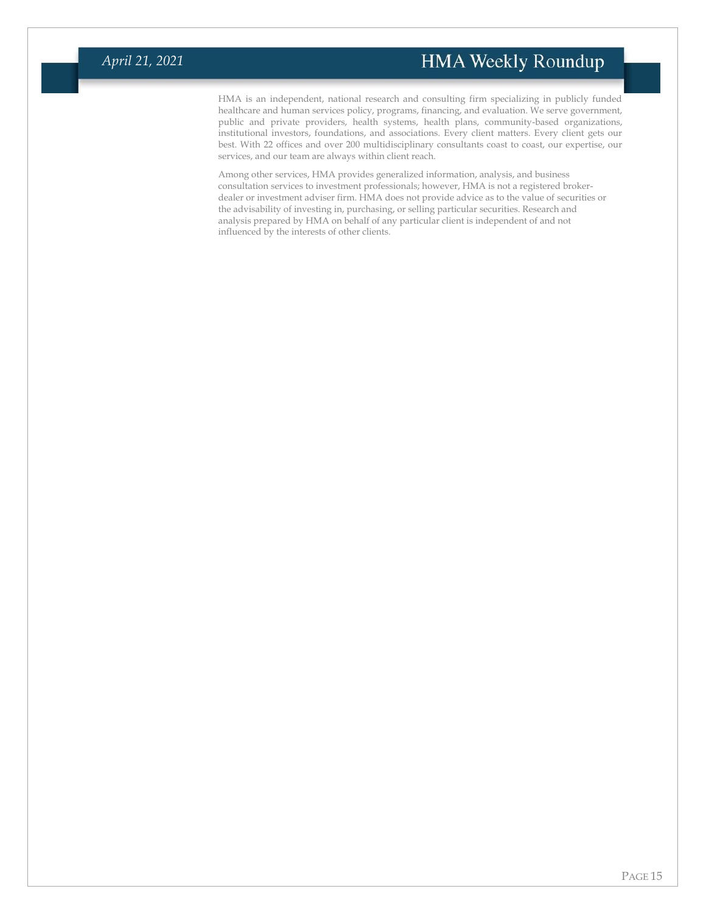HMA is an independent, national research and consulting firm specializing in publicly funded healthcare and human services policy, programs, financing, and evaluation. We serve government, public and private providers, health systems, health plans, community-based organizations, institutional investors, foundations, and associations. Every client matters. Every client gets our best. With 22 offices and over 200 multidisciplinary consultants coast to coast, our expertise, our services, and our team are always within client reach.

Among other services, HMA provides generalized information, analysis, and business consultation services to investment professionals; however, HMA is not a registered broker-dealer or investment adviser firm. HMA does not provide advice as to the value of securities or the advisability of investing in, purchasing, or selling particular securities. Research and analysis prepared by HMA on behalf of any particular client is independent of and not influenced by the interests of other clients.